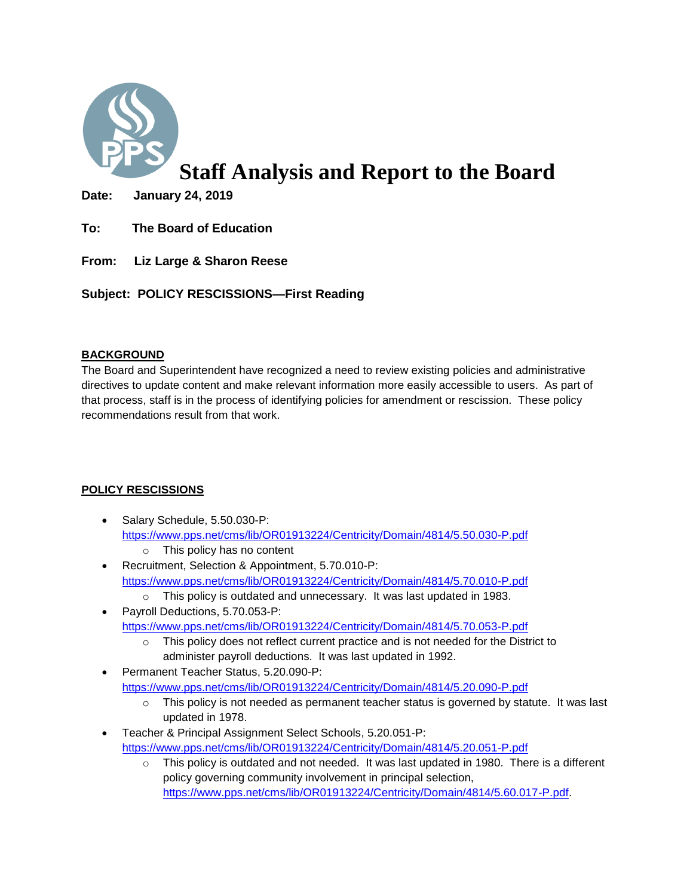# Staff Analysis and Report to the Board

**Date:** **January 24, 2019**

**To:** **The Board of Education**

**From:** **Liz Large & Sharon Reese**

**Subject: POLICY RESCISSIONS—First Reading**

## BACKGROUND

The Board and Superintendent have recognized a need to review existing policies and administrative directives to update content and make relevant information more easily accessible to users. As part of that process, staff is in the process of identifying policies for amendment or rescission. These policy recommendations result from that work.

## POLICY RESCISSIONS

- Salary Schedule, 5.50.030-P: https://www.pps.net/cms/lib/OR01913224/Centricity/Domain/4814/5.50.030-P.pdf
  - This policy has no content
- Recruitment, Selection & Appointment, 5.70.010-P: https://www.pps.net/cms/lib/OR01913224/Centricity/Domain/4814/5.70.010-P.pdf
  - This policy is outdated and unnecessary. It was last updated in 1983.
- Payroll Deductions, 5.70.053-P: https://www.pps.net/cms/lib/OR01913224/Centricity/Domain/4814/5.70.053-P.pdf
  - This policy does not reflect current practice and is not needed for the District to administer payroll deductions. It was last updated in 1992.
- Permanent Teacher Status, 5.20.090-P: https://www.pps.net/cms/lib/OR01913224/Centricity/Domain/4814/5.20.090-P.pdf
  - This policy is not needed as permanent teacher status is governed by statute. It was last updated in 1978.
- Teacher & Principal Assignment Select Schools, 5.20.051-P: https://www.pps.net/cms/lib/OR01913224/Centricity/Domain/4814/5.20.051-P.pdf
  - This policy is outdated and not needed. It was last updated in 1980. There is a different policy governing community involvement in principal selection, https://www.pps.net/cms/lib/OR01913224/Centricity/Domain/4814/5.60.017-P.pdf.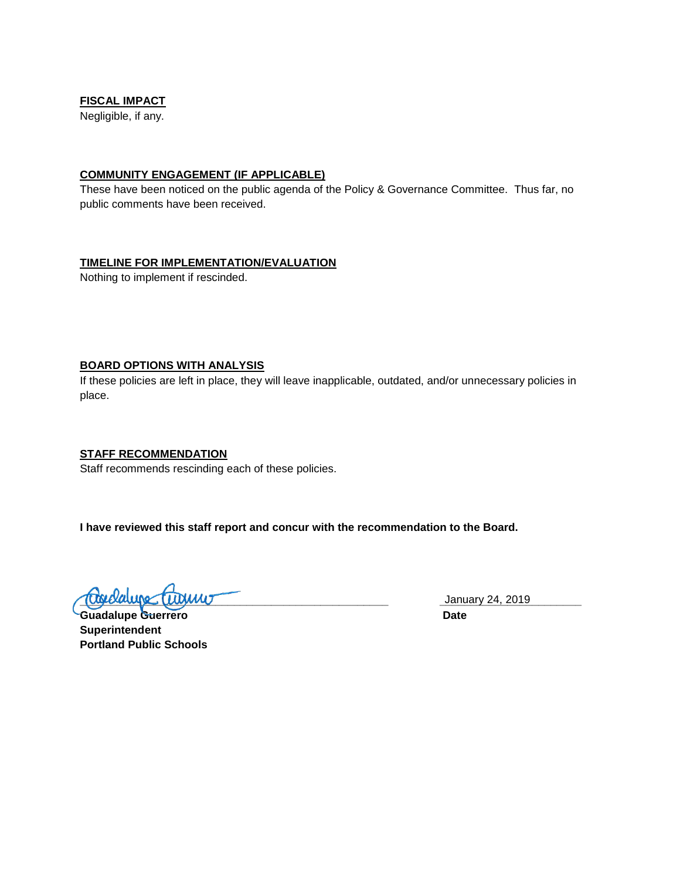**FISCAL IMPACT**

Negligible, if any.

**COMMUNITY ENGAGEMENT (IF APPLICABLE)**

These have been noticed on the public agenda of the Policy & Governance Committee. Thus far, no public comments have been received.

**TIMELINE FOR IMPLEMENTATION/EVALUATION**

Nothing to implement if rescinded.

**BOARD OPTIONS WITH ANALYSIS**

If these policies are left in place, they will leave inapplicable, outdated, and/or unnecessary policies in place.

**STAFF RECOMMENDATION**

Staff recommends rescinding each of these policies.

**I have reviewed this staff report and concur with the recommendation to the Board.**

______________________________ January 24, 2019

**Guadalupe Guerrero** **Date**

**Superintendent**

**Portland Public Schools**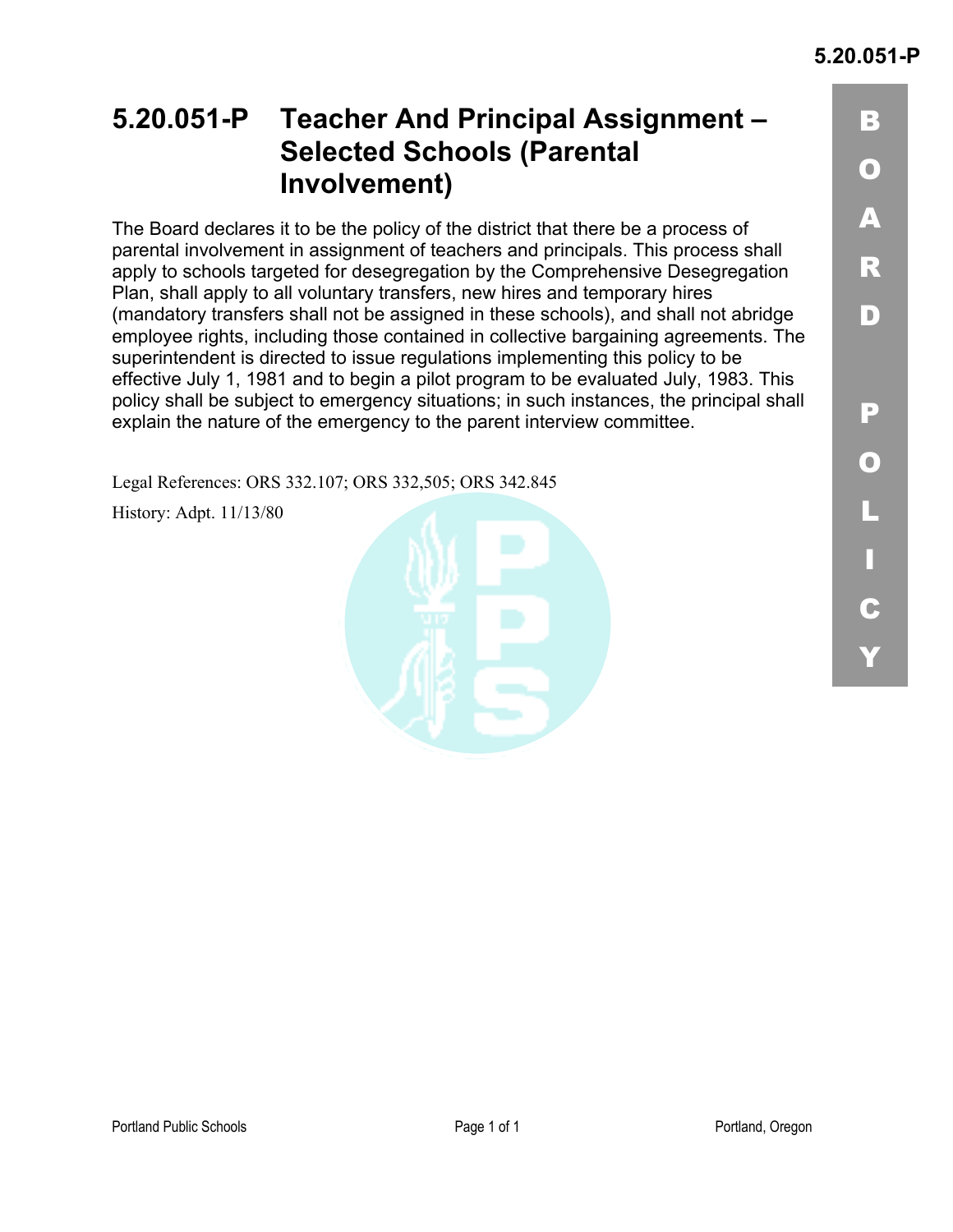# 5.20.051-P Teacher And Principal Assignment – Selected Schools (Parental Involvement)

The Board declares it to be the policy of the district that there be a process of parental involvement in assignment of teachers and principals. This process shall apply to schools targeted for desegregation by the Comprehensive Desegregation Plan, shall apply to all voluntary transfers, new hires and temporary hires (mandatory transfers shall not be assigned in these schools), and shall not abridge employee rights, including those contained in collective bargaining agreements. The superintendent is directed to issue regulations implementing this policy to be effective July 1, 1981 and to begin a pilot program to be evaluated July, 1983. This policy shall be subject to emergency situations; in such instances, the principal shall explain the nature of the emergency to the parent interview committee.

Legal References: ORS 332.107; ORS 332,505; ORS 342.845

History: Adpt. 11/13/80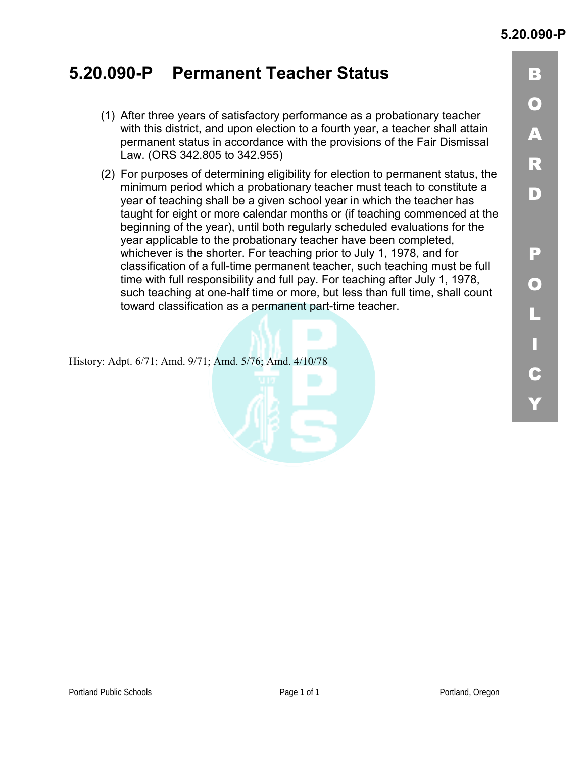# 5.20.090-P Permanent Teacher Status

(1) After three years of satisfactory performance as a probationary teacher with this district, and upon election to a fourth year, a teacher shall attain permanent status in accordance with the provisions of the Fair Dismissal Law. (ORS 342.805 to 342.955)

(2) For purposes of determining eligibility for election to permanent status, the minimum period which a probationary teacher must teach to constitute a year of teaching shall be a given school year in which the teacher has taught for eight or more calendar months or (if teaching commenced at the beginning of the year), until both regularly scheduled evaluations for the year applicable to the probationary teacher have been completed, whichever is the shorter. For teaching prior to July 1, 1978, and for classification of a full-time permanent teacher, such teaching must be full time with full responsibility and full pay. For teaching after July 1, 1978, such teaching at one-half time or more, but less than full time, shall count toward classification as a permanent part-time teacher.

History: Adpt. 6/71; Amd. 9/71; Amd. 5/76; Amd. 4/10/78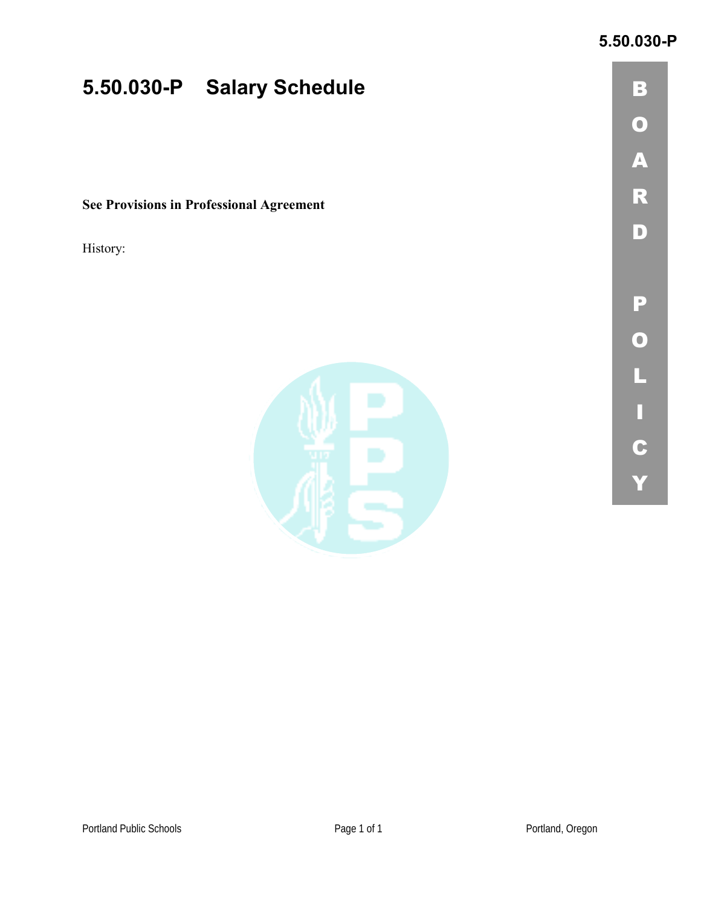# 5.50.030-P Salary Schedule

**See Provisions in Professional Agreement**

History: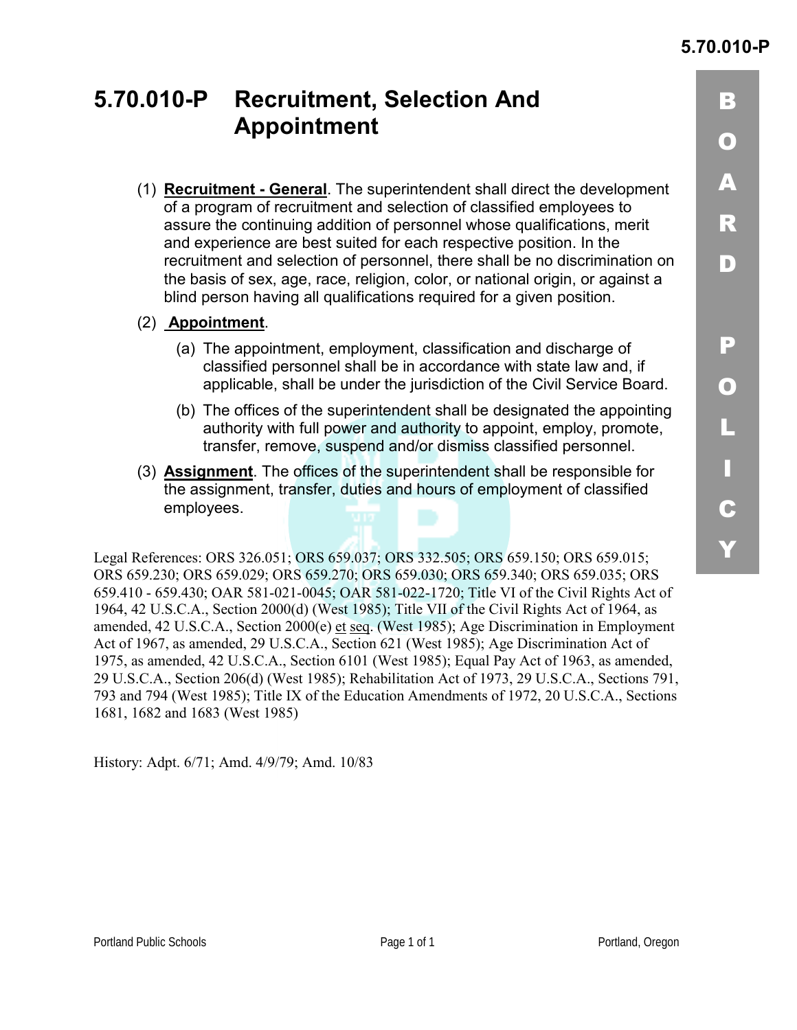# 5.70.010-P Recruitment, Selection And Appointment

(1) **Recruitment - General**. The superintendent shall direct the development of a program of recruitment and selection of classified employees to assure the continuing addition of personnel whose qualifications, merit and experience are best suited for each respective position. In the recruitment and selection of personnel, there shall be no discrimination on the basis of sex, age, race, religion, color, or national origin, or against a blind person having all qualifications required for a given position.

(2) **Appointment**.

(a) The appointment, employment, classification and discharge of classified personnel shall be in accordance with state law and, if applicable, shall be under the jurisdiction of the Civil Service Board.

(b) The offices of the superintendent shall be designated the appointing authority with full power and authority to appoint, employ, promote, transfer, remove, suspend and/or dismiss classified personnel.

(3) **Assignment**. The offices of the superintendent shall be responsible for the assignment, transfer, duties and hours of employment of classified employees.

Legal References: ORS 326.051; ORS 659.037; ORS 332.505; ORS 659.150; ORS 659.015; ORS 659.230; ORS 659.029; ORS 659.270; ORS 659.030; ORS 659.340; ORS 659.035; ORS 659.410 - 659.430; OAR 581-021-0045; OAR 581-022-1720; Title VI of the Civil Rights Act of 1964, 42 U.S.C.A., Section 2000(d) (West 1985); Title VII of the Civil Rights Act of 1964, as amended, 42 U.S.C.A., Section 2000(e) et seq. (West 1985); Age Discrimination in Employment Act of 1967, as amended, 29 U.S.C.A., Section 621 (West 1985); Age Discrimination Act of 1975, as amended, 42 U.S.C.A., Section 6101 (West 1985); Equal Pay Act of 1963, as amended, 29 U.S.C.A., Section 206(d) (West 1985); Rehabilitation Act of 1973, 29 U.S.C.A., Sections 791, 793 and 794 (West 1985); Title IX of the Education Amendments of 1972, 20 U.S.C.A., Sections 1681, 1682 and 1683 (West 1985)

History: Adpt. 6/71; Amd. 4/9/79; Amd. 10/83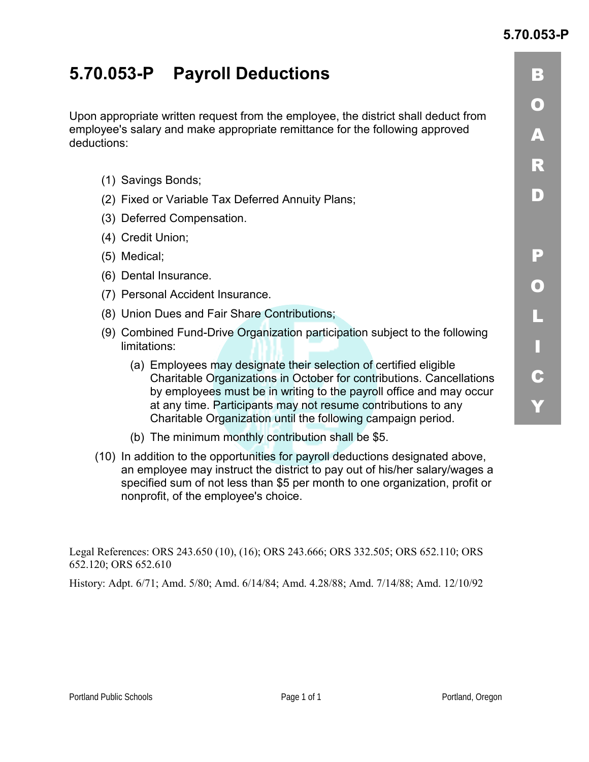# 5.70.053-P Payroll Deductions

Upon appropriate written request from the employee, the district shall deduct from employee's salary and make appropriate remittance for the following approved deductions:

(1) Savings Bonds;

(2) Fixed or Variable Tax Deferred Annuity Plans;

(3) Deferred Compensation.

(4) Credit Union;

(5) Medical;

(6) Dental Insurance.

(7) Personal Accident Insurance.

(8) Union Dues and Fair Share Contributions;

(9) Combined Fund-Drive Organization participation subject to the following limitations:

   (a) Employees may designate their selection of certified eligible Charitable Organizations in October for contributions. Cancellations by employees must be in writing to the payroll office and may occur at any time. Participants may not resume contributions to any Charitable Organization until the following campaign period.

   (b) The minimum monthly contribution shall be $5.

(10) In addition to the opportunities for payroll deductions designated above, an employee may instruct the district to pay out of his/her salary/wages a specified sum of not less than $5 per month to one organization, profit or nonprofit, of the employee's choice.

Legal References: ORS 243.650 (10), (16); ORS 243.666; ORS 332.505; ORS 652.110; ORS 652.120; ORS 652.610

History: Adpt. 6/71; Amd. 5/80; Amd. 6/14/84; Amd. 4.28/88; Amd. 7/14/88; Amd. 12/10/92